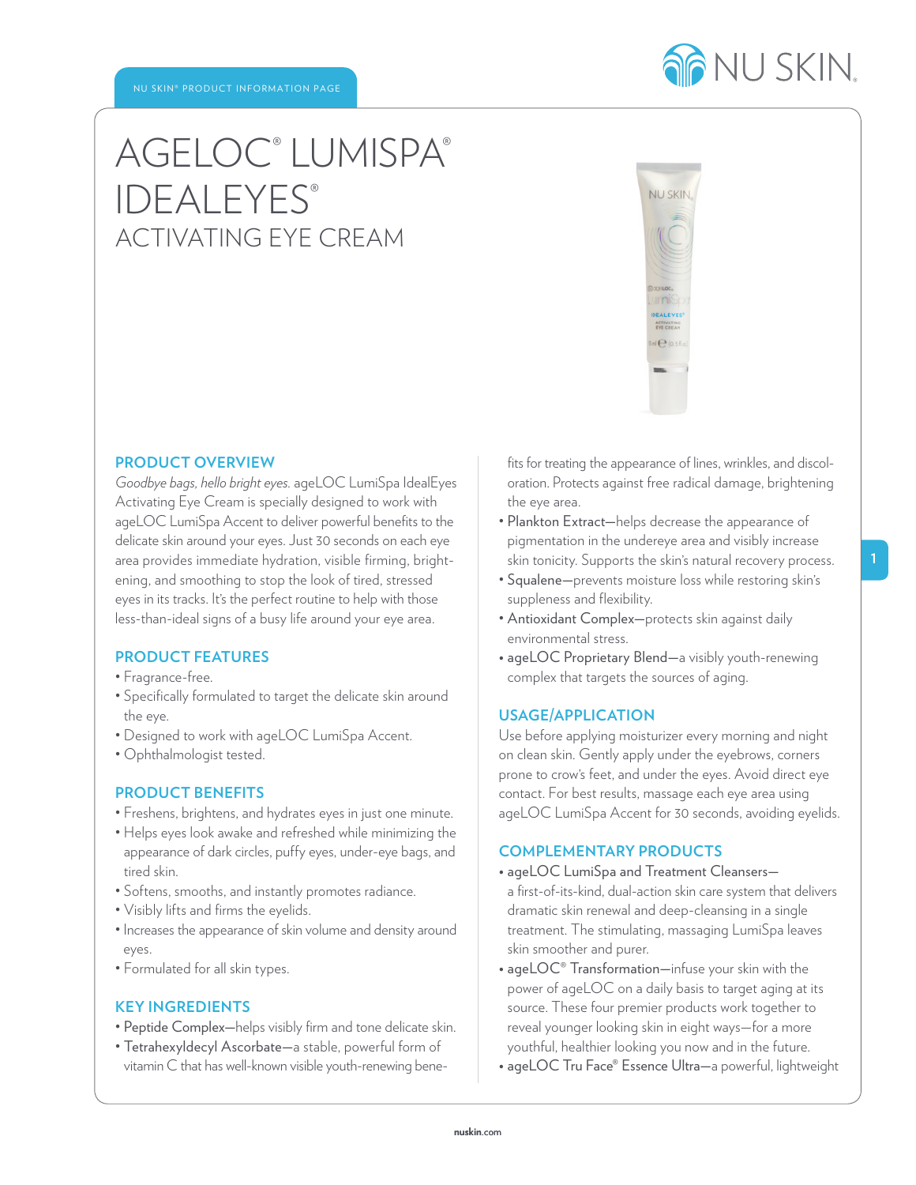NU SKIN® PRODUCT INFORMATION PAGE

# AGELOC® LUMISPA® IDEALEYES®

## ACTIVATING EYE CREAM

### PRODUCT OVERVIEW

*Goodbye bags, hello bright eyes.* ageLOC LumiSpa IdealEyes Activating Eye Cream is specially designed to work with ageLOC LumiSpa Accent to deliver powerful benefits to the delicate skin around your eyes. Just 30 seconds on each eye area provides immediate hydration, visible firming, brightening, and smoothing to stop the look of tired, stressed eyes in its tracks. It's the perfect routine to help with those less-than-ideal signs of a busy life around your eye area.

### PRODUCT FEATURES

- Fragrance-free.
- Specifically formulated to target the delicate skin around the eye.
- Designed to work with ageLOC LumiSpa Accent.
- Ophthalmologist tested.

### PRODUCT BENEFITS

- Freshens, brightens, and hydrates eyes in just one minute.
- Helps eyes look awake and refreshed while minimizing the appearance of dark circles, puffy eyes, under-eye bags, and tired skin.
- Softens, smooths, and instantly promotes radiance.
- Visibly lifts and firms the eyelids.
- Increases the appearance of skin volume and density around eyes.
- Formulated for all skin types.

### KEY INGREDIENTS

- Peptide Complex—helps visibly firm and tone delicate skin.
- Tetrahexyldecyl Ascorbate—a stable, powerful form of vitamin C that has well-known visible youth-renewing benefits for treating the appearance of lines, wrinkles, and discoloration. Protects against free radical damage, brightening the eye area.
- Plankton Extract—helps decrease the appearance of pigmentation in the undereye area and visibly increase skin tonicity. Supports the skin's natural recovery process.
- Squalene—prevents moisture loss while restoring skin's suppleness and flexibility.
- Antioxidant Complex—protects skin against daily environmental stress.
- ageLOC Proprietary Blend—a visibly youth-renewing complex that targets the sources of aging.

### USAGE/APPLICATION

Use before applying moisturizer every morning and night on clean skin. Gently apply under the eyebrows, corners prone to crow's feet, and under the eyes. Avoid direct eye contact. For best results, massage each eye area using ageLOC LumiSpa Accent for 30 seconds, avoiding eyelids.

### COMPLEMENTARY PRODUCTS

- ageLOC LumiSpa and Treatment Cleansers—a first-of-its-kind, dual-action skin care system that delivers dramatic skin renewal and deep-cleansing in a single treatment. The stimulating, massaging LumiSpa leaves skin smoother and purer.
- ageLOC® Transformation—infuse your skin with the power of ageLOC on a daily basis to target aging at its source. These four premier products work together to reveal younger looking skin in eight ways—for a more youthful, healthier looking you now and in the future.
- ageLOC Tru Face® Essence Ultra—a powerful, lightweight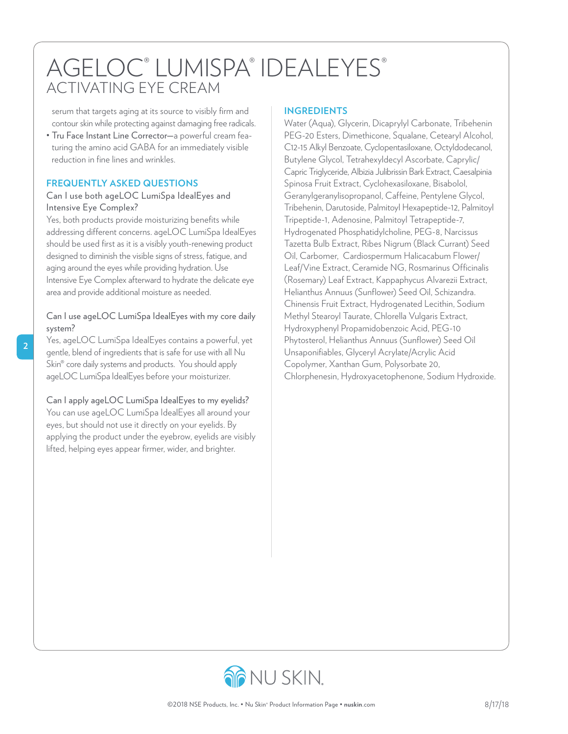# AGELOC® LUMISPA® IDEALEYES®

## ACTIVATING EYE CREAM

serum that targets aging at its source to visibly firm and contour skin while protecting against damaging free radicals.

- Tru Face Instant Line Corrector—a powerful cream featuring the amino acid GABA for an immediately visible reduction in fine lines and wrinkles.

### FREQUENTLY ASKED QUESTIONS

Can I use both ageLOC LumiSpa IdealEyes and Intensive Eye Complex?

Yes, both products provide moisturizing benefits while addressing different concerns. ageLOC LumiSpa IdealEyes should be used first as it is a visibly youth-renewing product designed to diminish the visible signs of stress, fatigue, and aging around the eyes while providing hydration. Use Intensive Eye Complex afterward to hydrate the delicate eye area and provide additional moisture as needed.

Can I use ageLOC LumiSpa IdealEyes with my core daily system?

Yes, ageLOC LumiSpa IdealEyes contains a powerful, yet gentle, blend of ingredients that is safe for use with all Nu Skin® core daily systems and products. You should apply ageLOC LumiSpa IdealEyes before your moisturizer.

Can I apply ageLOC LumiSpa IdealEyes to my eyelids?

You can use ageLOC LumiSpa IdealEyes all around your eyes, but should not use it directly on your eyelids. By applying the product under the eyebrow, eyelids are visibly lifted, helping eyes appear firmer, wider, and brighter.

### INGREDIENTS

Water (Aqua), Glycerin, Dicaprylyl Carbonate, Tribehenin PEG-20 Esters, Dimethicone, Squalane, Cetearyl Alcohol, C12-15 Alkyl Benzoate, Cyclopentasiloxane, Octyldodecanol, Butylene Glycol, Tetrahexyldecyl Ascorbate, Caprylic/Capric Triglyceride, Albizia Julibrissin Bark Extract, Caesalpinia Spinosa Fruit Extract, Cyclohexasiloxane, Bisabolol, Geranylgeranylisopropanol, Caffeine, Pentylene Glycol, Tribehenin, Darutoside, Palmitoyl Hexapeptide-12, Palmitoyl Tripeptide-1, Adenosine, Palmitoyl Tetrapeptide-7, Hydrogenated Phosphatidylcholine, PEG-8, Narcissus Tazetta Bulb Extract, Ribes Nigrum (Black Currant) Seed Oil, Carbomer, Cardiospermum Halicacabum Flower/Leaf/Vine Extract, Ceramide NG, Rosmarinus Officinalis (Rosemary) Leaf Extract, Kappaphycus Alvarezii Extract, Helianthus Annuus (Sunflower) Seed Oil, Schizandra. Chinensis Fruit Extract, Hydrogenated Lecithin, Sodium Methyl Stearoyl Taurate, Chlorella Vulgaris Extract, Hydroxyphenyl Propamidobenzoic Acid, PEG-10 Phytosterol, Helianthus Annuus (Sunflower) Seed Oil Unsaponifiables, Glyceryl Acrylate/Acrylic Acid Copolymer, Xanthan Gum, Polysorbate 20, Chlorphenesin, Hydroxyacetophenone, Sodium Hydroxide.

NU SKIN.

©2018 NSE Products, Inc. • Nu Skin® Product Information Page • nuskin.com

8/17/18